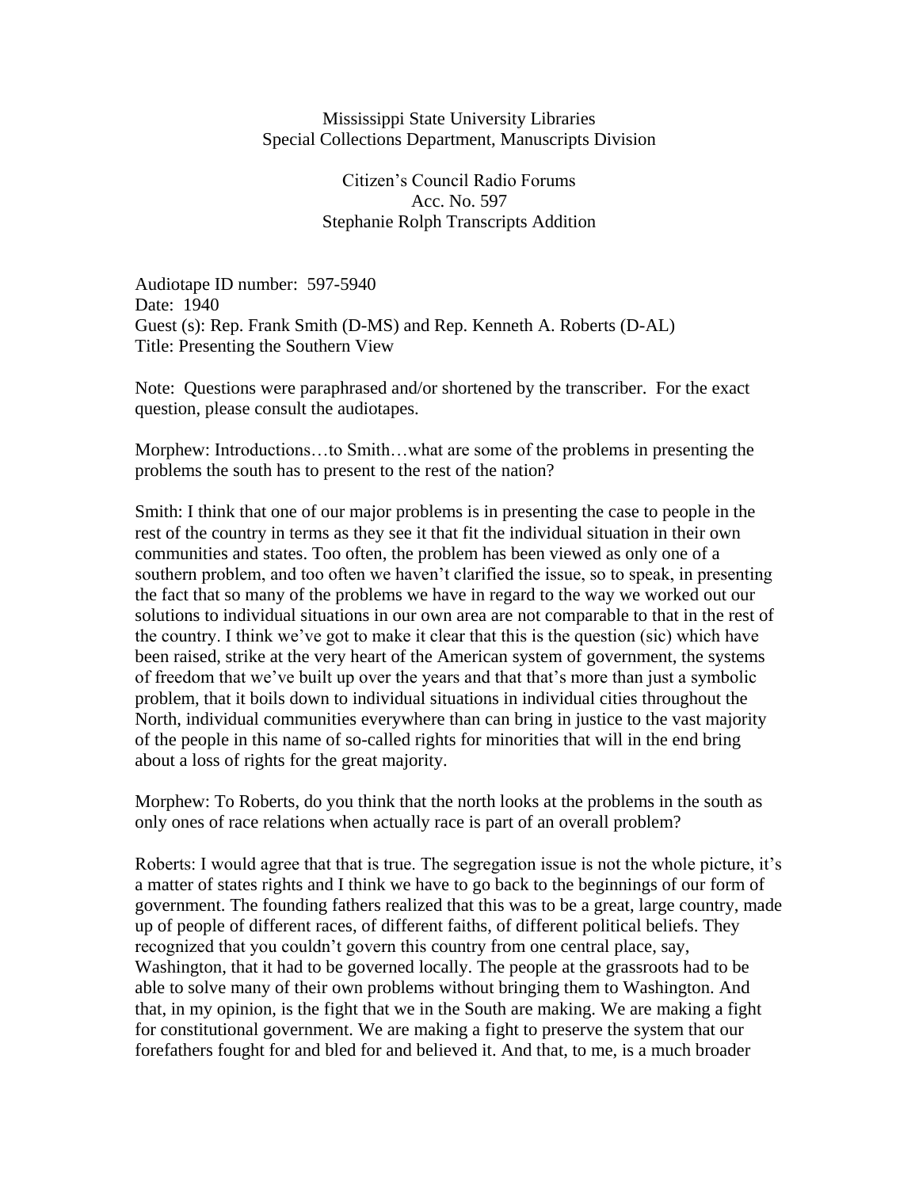Mississippi State University Libraries
Special Collections Department, Manuscripts Division

Citizen's Council Radio Forums
Acc. No. 597
Stephanie Rolph Transcripts Addition

Audiotape ID number: 597-5940
Date: 1940
Guest (s): Rep. Frank Smith (D-MS) and Rep. Kenneth A. Roberts (D-AL)
Title: Presenting the Southern View

Note: Questions were paraphrased and/or shortened by the transcriber. For the exact question, please consult the audiotapes.

Morphew: Introductions…to Smith…what are some of the problems in presenting the problems the south has to present to the rest of the nation?

Smith: I think that one of our major problems is in presenting the case to people in the rest of the country in terms as they see it that fit the individual situation in their own communities and states. Too often, the problem has been viewed as only one of a southern problem, and too often we haven't clarified the issue, so to speak, in presenting the fact that so many of the problems we have in regard to the way we worked out our solutions to individual situations in our own area are not comparable to that in the rest of the country. I think we've got to make it clear that this is the question (sic) which have been raised, strike at the very heart of the American system of government, the systems of freedom that we've built up over the years and that that's more than just a symbolic problem, that it boils down to individual situations in individual cities throughout the North, individual communities everywhere than can bring in justice to the vast majority of the people in this name of so-called rights for minorities that will in the end bring about a loss of rights for the great majority.

Morphew: To Roberts, do you think that the north looks at the problems in the south as only ones of race relations when actually race is part of an overall problem?

Roberts: I would agree that that is true. The segregation issue is not the whole picture, it's a matter of states rights and I think we have to go back to the beginnings of our form of government. The founding fathers realized that this was to be a great, large country, made up of people of different races, of different faiths, of different political beliefs. They recognized that you couldn't govern this country from one central place, say, Washington, that it had to be governed locally. The people at the grassroots had to be able to solve many of their own problems without bringing them to Washington. And that, in my opinion, is the fight that we in the South are making. We are making a fight for constitutional government. We are making a fight to preserve the system that our forefathers fought for and bled for and believed it. And that, to me, is a much broader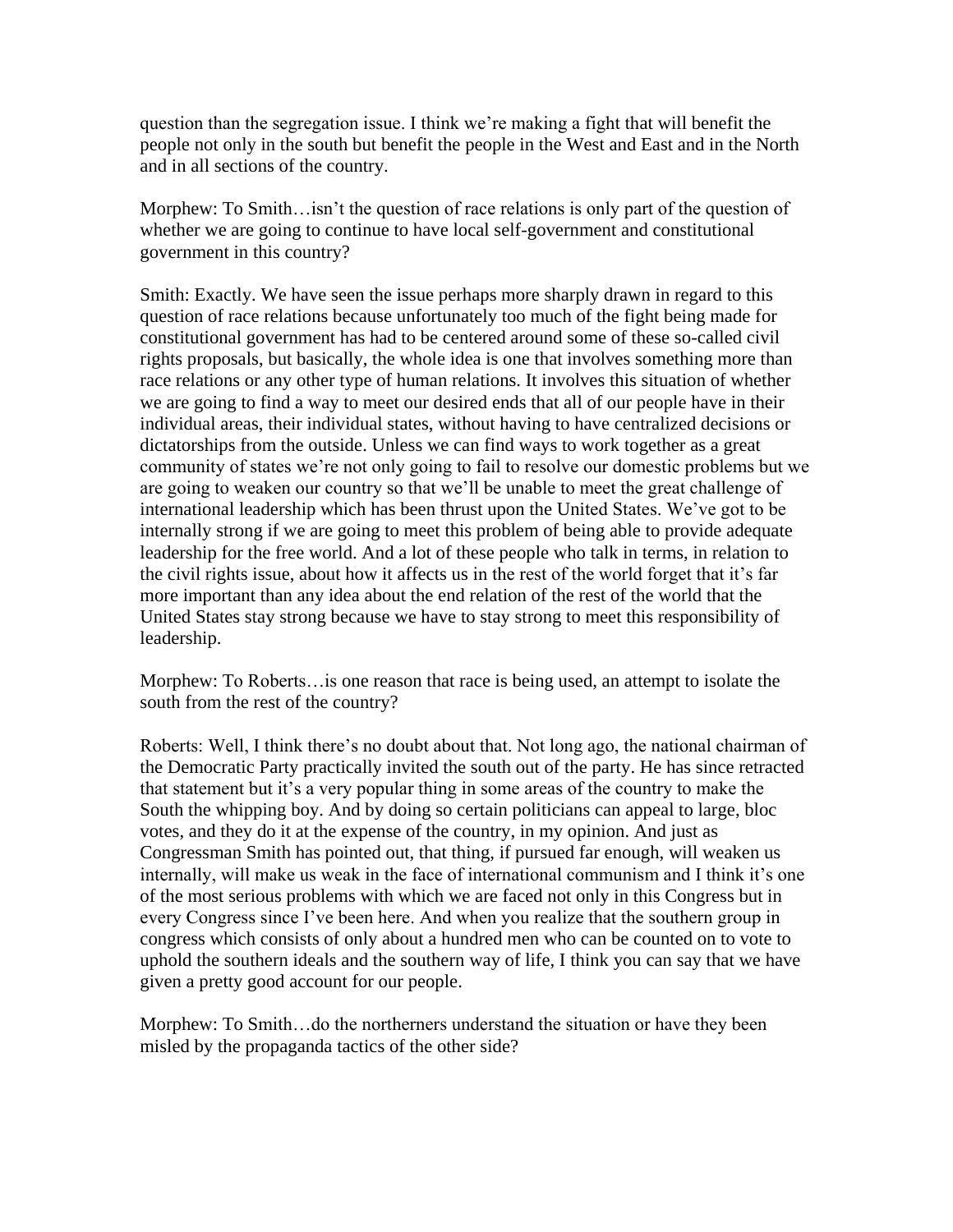question than the segregation issue. I think we're making a fight that will benefit the people not only in the south but benefit the people in the West and East and in the North and in all sections of the country.

Morphew: To Smith…isn't the question of race relations is only part of the question of whether we are going to continue to have local self-government and constitutional government in this country?

Smith: Exactly. We have seen the issue perhaps more sharply drawn in regard to this question of race relations because unfortunately too much of the fight being made for constitutional government has had to be centered around some of these so-called civil rights proposals, but basically, the whole idea is one that involves something more than race relations or any other type of human relations. It involves this situation of whether we are going to find a way to meet our desired ends that all of our people have in their individual areas, their individual states, without having to have centralized decisions or dictatorships from the outside. Unless we can find ways to work together as a great community of states we're not only going to fail to resolve our domestic problems but we are going to weaken our country so that we'll be unable to meet the great challenge of international leadership which has been thrust upon the United States. We've got to be internally strong if we are going to meet this problem of being able to provide adequate leadership for the free world. And a lot of these people who talk in terms, in relation to the civil rights issue, about how it affects us in the rest of the world forget that it's far more important than any idea about the end relation of the rest of the world that the United States stay strong because we have to stay strong to meet this responsibility of leadership.

Morphew: To Roberts…is one reason that race is being used, an attempt to isolate the south from the rest of the country?

Roberts: Well, I think there's no doubt about that. Not long ago, the national chairman of the Democratic Party practically invited the south out of the party. He has since retracted that statement but it's a very popular thing in some areas of the country to make the South the whipping boy. And by doing so certain politicians can appeal to large, bloc votes, and they do it at the expense of the country, in my opinion. And just as Congressman Smith has pointed out, that thing, if pursued far enough, will weaken us internally, will make us weak in the face of international communism and I think it's one of the most serious problems with which we are faced not only in this Congress but in every Congress since I've been here. And when you realize that the southern group in congress which consists of only about a hundred men who can be counted on to vote to uphold the southern ideals and the southern way of life, I think you can say that we have given a pretty good account for our people.

Morphew: To Smith…do the northerners understand the situation or have they been misled by the propaganda tactics of the other side?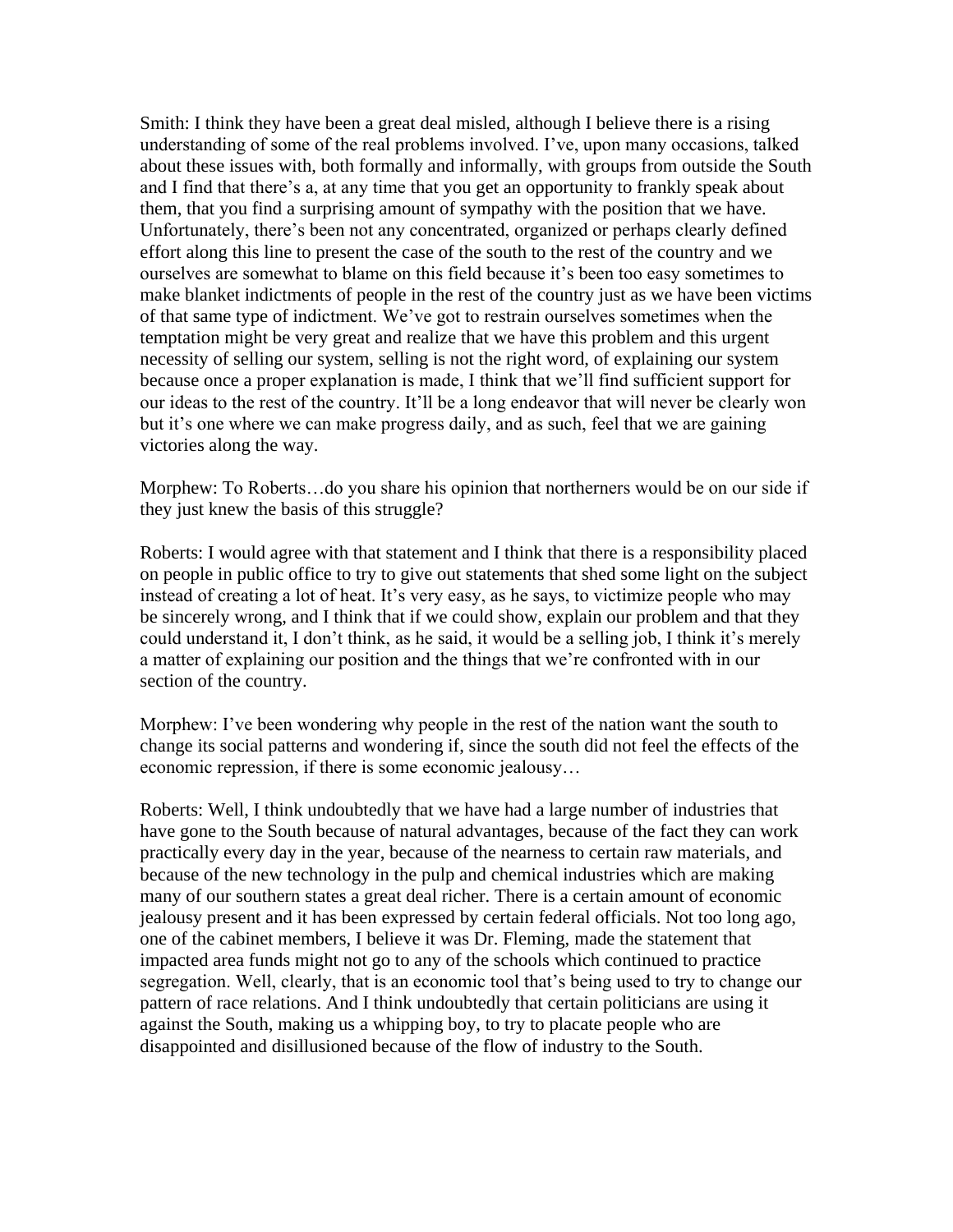Smith: I think they have been a great deal misled, although I believe there is a rising understanding of some of the real problems involved. I've, upon many occasions, talked about these issues with, both formally and informally, with groups from outside the South and I find that there's a, at any time that you get an opportunity to frankly speak about them, that you find a surprising amount of sympathy with the position that we have. Unfortunately, there's been not any concentrated, organized or perhaps clearly defined effort along this line to present the case of the south to the rest of the country and we ourselves are somewhat to blame on this field because it's been too easy sometimes to make blanket indictments of people in the rest of the country just as we have been victims of that same type of indictment. We've got to restrain ourselves sometimes when the temptation might be very great and realize that we have this problem and this urgent necessity of selling our system, selling is not the right word, of explaining our system because once a proper explanation is made, I think that we'll find sufficient support for our ideas to the rest of the country. It'll be a long endeavor that will never be clearly won but it's one where we can make progress daily, and as such, feel that we are gaining victories along the way.

Morphew: To Roberts…do you share his opinion that northerners would be on our side if they just knew the basis of this struggle?

Roberts: I would agree with that statement and I think that there is a responsibility placed on people in public office to try to give out statements that shed some light on the subject instead of creating a lot of heat. It's very easy, as he says, to victimize people who may be sincerely wrong, and I think that if we could show, explain our problem and that they could understand it, I don't think, as he said, it would be a selling job, I think it's merely a matter of explaining our position and the things that we're confronted with in our section of the country.

Morphew: I've been wondering why people in the rest of the nation want the south to change its social patterns and wondering if, since the south did not feel the effects of the economic repression, if there is some economic jealousy…

Roberts: Well, I think undoubtedly that we have had a large number of industries that have gone to the South because of natural advantages, because of the fact they can work practically every day in the year, because of the nearness to certain raw materials, and because of the new technology in the pulp and chemical industries which are making many of our southern states a great deal richer. There is a certain amount of economic jealousy present and it has been expressed by certain federal officials. Not too long ago, one of the cabinet members, I believe it was Dr. Fleming, made the statement that impacted area funds might not go to any of the schools which continued to practice segregation. Well, clearly, that is an economic tool that's being used to try to change our pattern of race relations. And I think undoubtedly that certain politicians are using it against the South, making us a whipping boy, to try to placate people who are disappointed and disillusioned because of the flow of industry to the South.